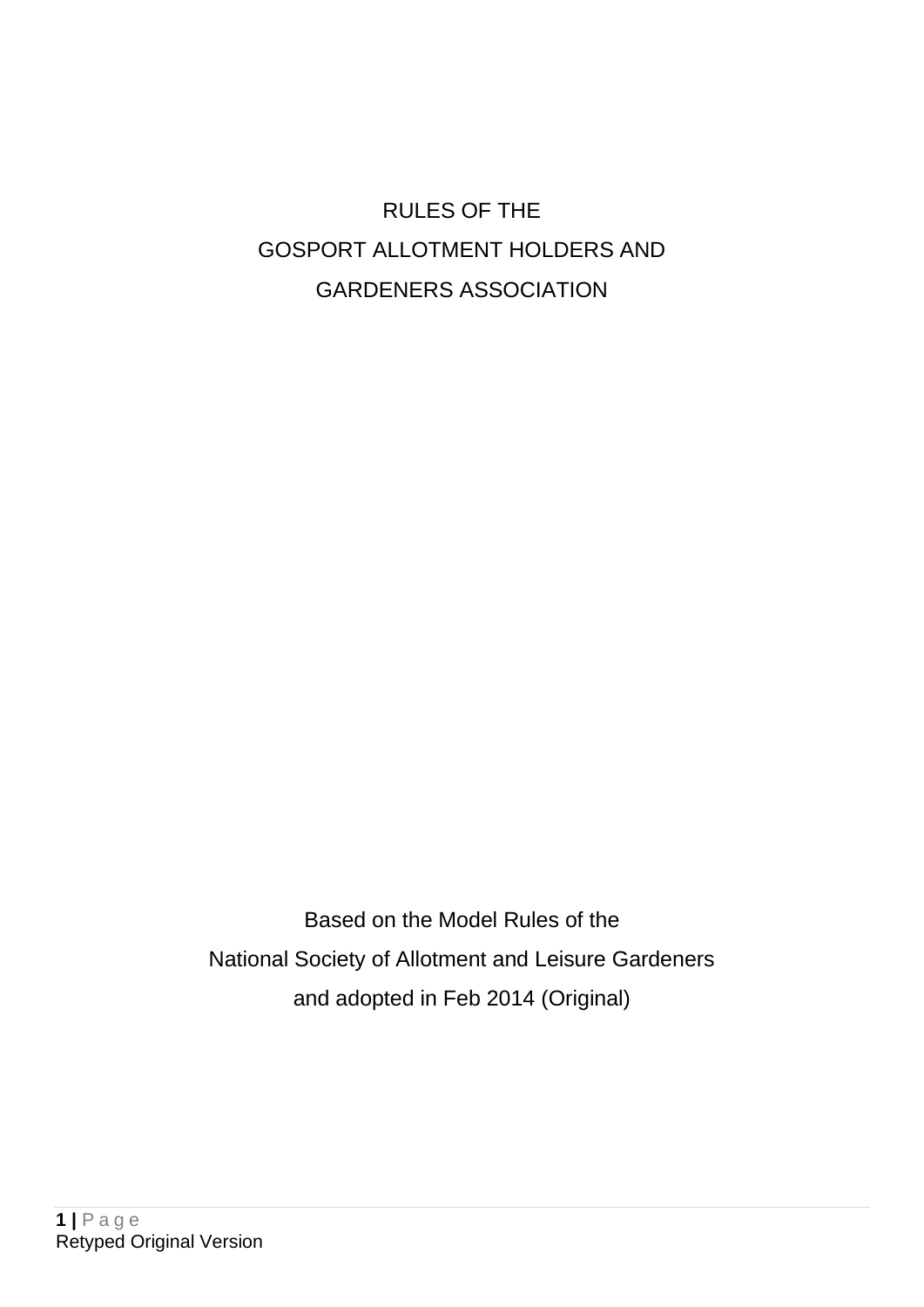# RULES OF THE GOSPORT ALLOTMENT HOLDERS AND GARDENERS ASSOCIATION

Based on the Model Rules of the National Society of Allotment and Leisure Gardeners and adopted in Feb 2014 (Original)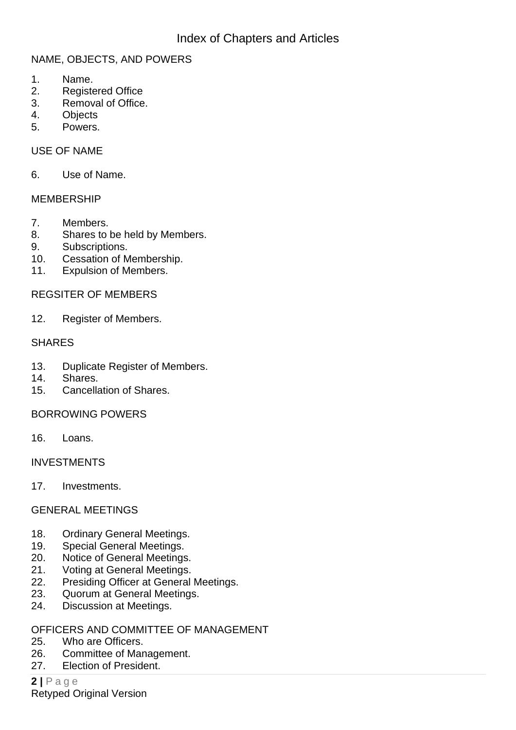# Index of Chapters and Articles

NAME, OBJECTS, AND POWERS

1. Name.
2. Registered Office
3. Removal of Office.
4. Objects
5. Powers.

USE OF NAME

6. Use of Name.

MEMBERSHIP

7. Members.
8. Shares to be held by Members.
9. Subscriptions.
10. Cessation of Membership.
11. Expulsion of Members.

REGSITER OF MEMBERS

12. Register of Members.

SHARES

13. Duplicate Register of Members.
14. Shares.
15. Cancellation of Shares.

BORROWING POWERS

16. Loans.

INVESTMENTS

17. Investments.

GENERAL MEETINGS

18. Ordinary General Meetings.
19. Special General Meetings.
20. Notice of General Meetings.
21. Voting at General Meetings.
22. Presiding Officer at General Meetings.
23. Quorum at General Meetings.
24. Discussion at Meetings.

OFFICERS AND COMMITTEE OF MANAGEMENT

25. Who are Officers.
26. Committee of Management.
27. Election of President.

Retyped Original Version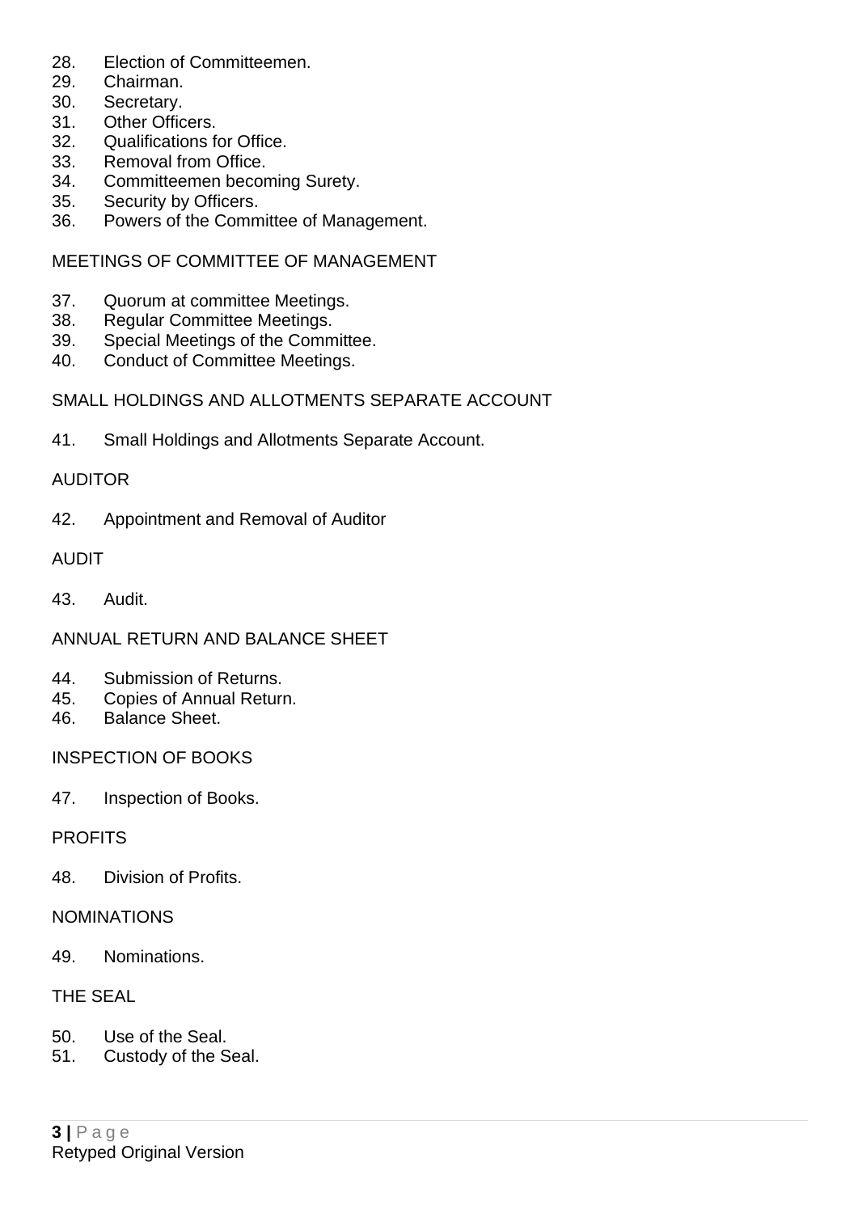28. Election of Committeemen.
29. Chairman.
30. Secretary.
31. Other Officers.
32. Qualifications for Office.
33. Removal from Office.
34. Committeemen becoming Surety.
35. Security by Officers.
36. Powers of the Committee of Management.

## MEETINGS OF COMMITTEE OF MANAGEMENT

37. Quorum at committee Meetings.
38. Regular Committee Meetings.
39. Special Meetings of the Committee.
40. Conduct of Committee Meetings.

## SMALL HOLDINGS AND ALLOTMENTS SEPARATE ACCOUNT

41. Small Holdings and Allotments Separate Account.

## AUDITOR

42. Appointment and Removal of Auditor

## AUDIT

43. Audit.

## ANNUAL RETURN AND BALANCE SHEET

44. Submission of Returns.
45. Copies of Annual Return.
46. Balance Sheet.

## INSPECTION OF BOOKS

47. Inspection of Books.

## PROFITS

48. Division of Profits.

## NOMINATIONS

49. Nominations.

## THE SEAL

50. Use of the Seal.
51. Custody of the Seal.

Retyped Original Version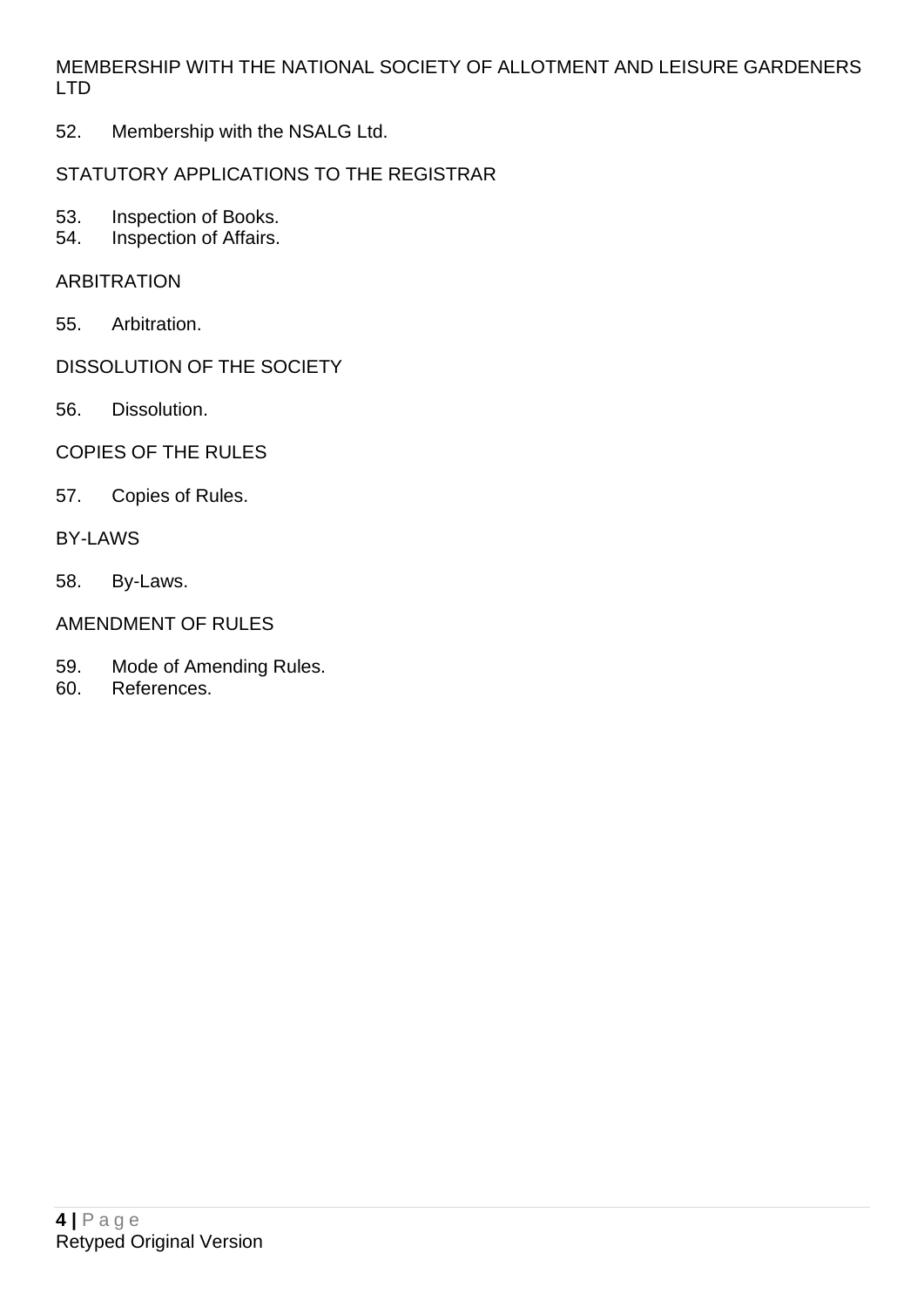MEMBERSHIP WITH THE NATIONAL SOCIETY OF ALLOTMENT AND LEISURE GARDENERS LTD

52. Membership with the NSALG Ltd.

STATUTORY APPLICATIONS TO THE REGISTRAR

53. Inspection of Books.
54. Inspection of Affairs.

ARBITRATION

55. Arbitration.

DISSOLUTION OF THE SOCIETY

56. Dissolution.

COPIES OF THE RULES

57. Copies of Rules.

BY-LAWS

58. By-Laws.

AMENDMENT OF RULES

59. Mode of Amending Rules.
60. References.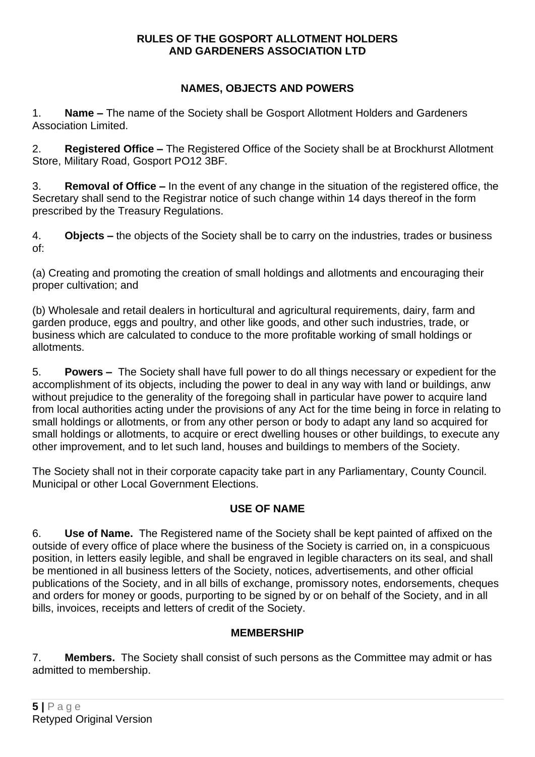**RULES OF THE GOSPORT ALLOTMENT HOLDERS AND GARDENERS ASSOCIATION LTD**

## NAMES, OBJECTS AND POWERS

1. **Name –** The name of the Society shall be Gosport Allotment Holders and Gardeners Association Limited.

2. **Registered Office –** The Registered Office of the Society shall be at Brockhurst Allotment Store, Military Road, Gosport PO12 3BF.

3. **Removal of Office –** In the event of any change in the situation of the registered office, the Secretary shall send to the Registrar notice of such change within 14 days thereof in the form prescribed by the Treasury Regulations.

4. **Objects –** the objects of the Society shall be to carry on the industries, trades or business of:

(a) Creating and promoting the creation of small holdings and allotments and encouraging their proper cultivation; and

(b) Wholesale and retail dealers in horticultural and agricultural requirements, dairy, farm and garden produce, eggs and poultry, and other like goods, and other such industries, trade, or business which are calculated to conduce to the more profitable working of small holdings or allotments.

5. **Powers –** The Society shall have full power to do all things necessary or expedient for the accomplishment of its objects, including the power to deal in any way with land or buildings, anw without prejudice to the generality of the foregoing shall in particular have power to acquire land from local authorities acting under the provisions of any Act for the time being in force in relating to small holdings or allotments, or from any other person or body to adapt any land so acquired for small holdings or allotments, to acquire or erect dwelling houses or other buildings, to execute any other improvement, and to let such land, houses and buildings to members of the Society.

The Society shall not in their corporate capacity take part in any Parliamentary, County Council. Municipal or other Local Government Elections.

## USE OF NAME

6. **Use of Name.** The Registered name of the Society shall be kept painted of affixed on the outside of every office of place where the business of the Society is carried on, in a conspicuous position, in letters easily legible, and shall be engraved in legible characters on its seal, and shall be mentioned in all business letters of the Society, notices, advertisements, and other official publications of the Society, and in all bills of exchange, promissory notes, endorsements, cheques and orders for money or goods, purporting to be signed by or on behalf of the Society, and in all bills, invoices, receipts and letters of credit of the Society.

## MEMBERSHIP

7. **Members.** The Society shall consist of such persons as the Committee may admit or has admitted to membership.

Retyped Original Version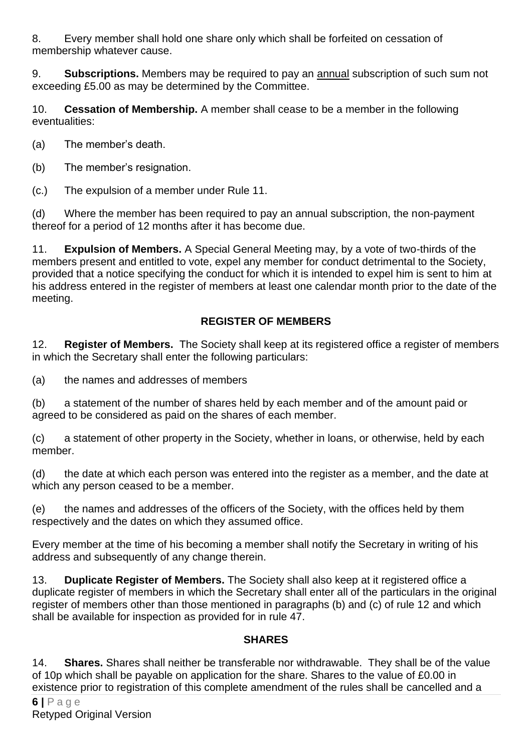8. Every member shall hold one share only which shall be forfeited on cessation of membership whatever cause.

9. **Subscriptions.** Members may be required to pay an <u>annual</u> subscription of such sum not exceeding £5.00 as may be determined by the Committee.

10. **Cessation of Membership.** A member shall cease to be a member in the following eventualities:

(a) The member's death.

(b) The member's resignation.

(c.) The expulsion of a member under Rule 11.

(d) Where the member has been required to pay an annual subscription, the non-payment thereof for a period of 12 months after it has become due.

11. **Expulsion of Members.** A Special General Meeting may, by a vote of two-thirds of the members present and entitled to vote, expel any member for conduct detrimental to the Society, provided that a notice specifying the conduct for which it is intended to expel him is sent to him at his address entered in the register of members at least one calendar month prior to the date of the meeting.

## REGISTER OF MEMBERS

12. **Register of Members.** The Society shall keep at its registered office a register of members in which the Secretary shall enter the following particulars:

(a) the names and addresses of members

(b) a statement of the number of shares held by each member and of the amount paid or agreed to be considered as paid on the shares of each member.

(c) a statement of other property in the Society, whether in loans, or otherwise, held by each member.

(d) the date at which each person was entered into the register as a member, and the date at which any person ceased to be a member.

(e) the names and addresses of the officers of the Society, with the offices held by them respectively and the dates on which they assumed office.

Every member at the time of his becoming a member shall notify the Secretary in writing of his address and subsequently of any change therein.

13. **Duplicate Register of Members.** The Society shall also keep at it registered office a duplicate register of members in which the Secretary shall enter all of the particulars in the original register of members other than those mentioned in paragraphs (b) and (c) of rule 12 and which shall be available for inspection as provided for in rule 47.

## SHARES

14. **Shares.** Shares shall neither be transferable nor withdrawable. They shall be of the value of 10p which shall be payable on application for the share. Shares to the value of £0.00 in existence prior to registration of this complete amendment of the rules shall be cancelled and a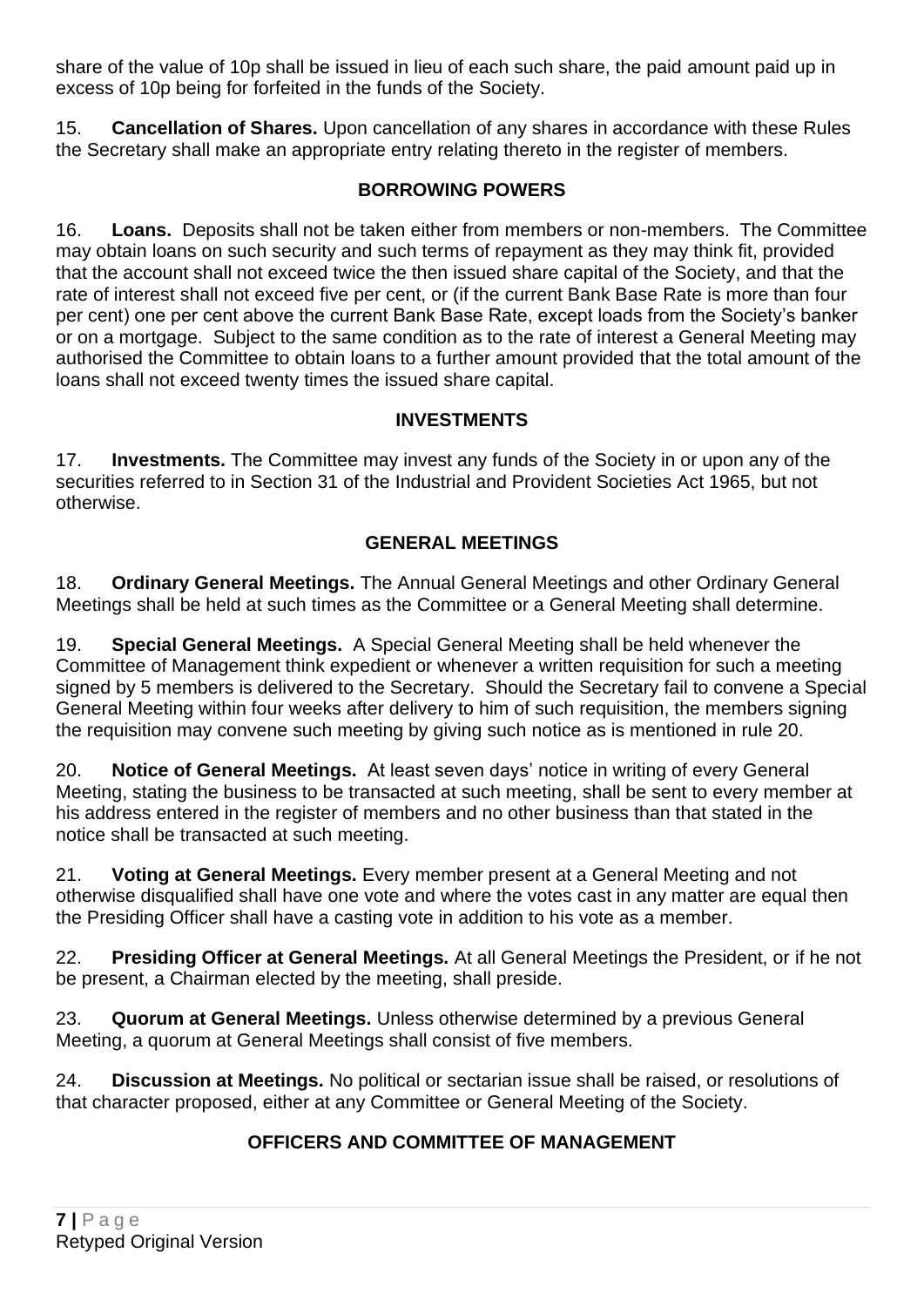share of the value of 10p shall be issued in lieu of each such share, the paid amount paid up in excess of 10p being for forfeited in the funds of the Society.

15. **Cancellation of Shares.** Upon cancellation of any shares in accordance with these Rules the Secretary shall make an appropriate entry relating thereto in the register of members.

## BORROWING POWERS

16. **Loans.** Deposits shall not be taken either from members or non-members. The Committee may obtain loans on such security and such terms of repayment as they may think fit, provided that the account shall not exceed twice the then issued share capital of the Society, and that the rate of interest shall not exceed five per cent, or (if the current Bank Base Rate is more than four per cent) one per cent above the current Bank Base Rate, except loads from the Society's banker or on a mortgage. Subject to the same condition as to the rate of interest a General Meeting may authorised the Committee to obtain loans to a further amount provided that the total amount of the loans shall not exceed twenty times the issued share capital.

## INVESTMENTS

17. **Investments.** The Committee may invest any funds of the Society in or upon any of the securities referred to in Section 31 of the Industrial and Provident Societies Act 1965, but not otherwise.

## GENERAL MEETINGS

18. **Ordinary General Meetings.** The Annual General Meetings and other Ordinary General Meetings shall be held at such times as the Committee or a General Meeting shall determine.

19. **Special General Meetings.** A Special General Meeting shall be held whenever the Committee of Management think expedient or whenever a written requisition for such a meeting signed by 5 members is delivered to the Secretary. Should the Secretary fail to convene a Special General Meeting within four weeks after delivery to him of such requisition, the members signing the requisition may convene such meeting by giving such notice as is mentioned in rule 20.

20. **Notice of General Meetings.** At least seven days' notice in writing of every General Meeting, stating the business to be transacted at such meeting, shall be sent to every member at his address entered in the register of members and no other business than that stated in the notice shall be transacted at such meeting.

21. **Voting at General Meetings.** Every member present at a General Meeting and not otherwise disqualified shall have one vote and where the votes cast in any matter are equal then the Presiding Officer shall have a casting vote in addition to his vote as a member.

22. **Presiding Officer at General Meetings.** At all General Meetings the President, or if he not be present, a Chairman elected by the meeting, shall preside.

23. **Quorum at General Meetings.** Unless otherwise determined by a previous General Meeting, a quorum at General Meetings shall consist of five members.

24. **Discussion at Meetings.** No political or sectarian issue shall be raised, or resolutions of that character proposed, either at any Committee or General Meeting of the Society.

## OFFICERS AND COMMITTEE OF MANAGEMENT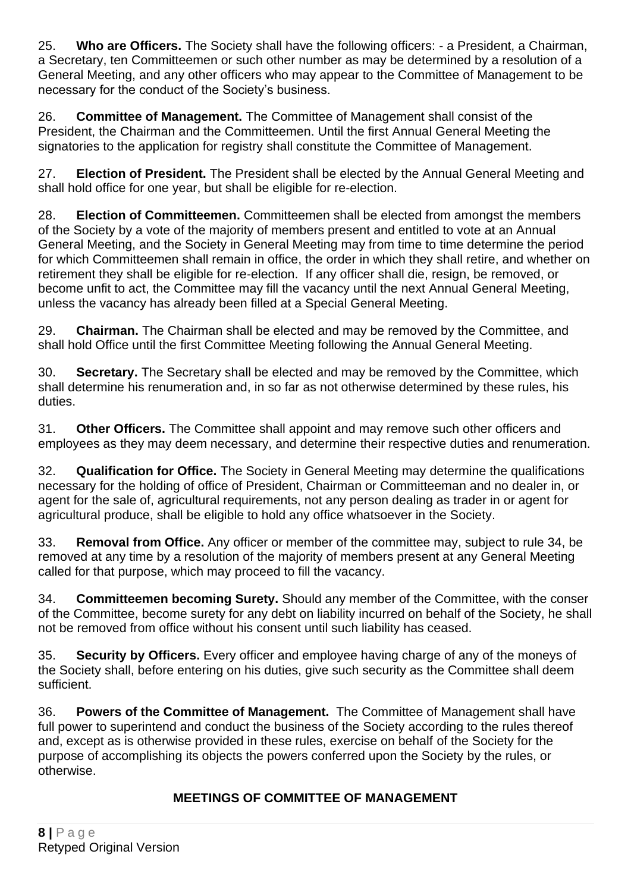25. **Who are Officers.** The Society shall have the following officers: - a President, a Chairman, a Secretary, ten Committeemen or such other number as may be determined by a resolution of a General Meeting, and any other officers who may appear to the Committee of Management to be necessary for the conduct of the Society's business.

26. **Committee of Management.** The Committee of Management shall consist of the President, the Chairman and the Committeemen. Until the first Annual General Meeting the signatories to the application for registry shall constitute the Committee of Management.

27. **Election of President.** The President shall be elected by the Annual General Meeting and shall hold office for one year, but shall be eligible for re-election.

28. **Election of Committeemen.** Committeemen shall be elected from amongst the members of the Society by a vote of the majority of members present and entitled to vote at an Annual General Meeting, and the Society in General Meeting may from time to time determine the period for which Committeemen shall remain in office, the order in which they shall retire, and whether on retirement they shall be eligible for re-election. If any officer shall die, resign, be removed, or become unfit to act, the Committee may fill the vacancy until the next Annual General Meeting, unless the vacancy has already been filled at a Special General Meeting.

29. **Chairman.** The Chairman shall be elected and may be removed by the Committee, and shall hold Office until the first Committee Meeting following the Annual General Meeting.

30. **Secretary.** The Secretary shall be elected and may be removed by the Committee, which shall determine his renumeration and, in so far as not otherwise determined by these rules, his duties.

31. **Other Officers.** The Committee shall appoint and may remove such other officers and employees as they may deem necessary, and determine their respective duties and renumeration.

32. **Qualification for Office.** The Society in General Meeting may determine the qualifications necessary for the holding of office of President, Chairman or Committeeman and no dealer in, or agent for the sale of, agricultural requirements, not any person dealing as trader in or agent for agricultural produce, shall be eligible to hold any office whatsoever in the Society.

33. **Removal from Office.** Any officer or member of the committee may, subject to rule 34, be removed at any time by a resolution of the majority of members present at any General Meeting called for that purpose, which may proceed to fill the vacancy.

34. **Committeemen becoming Surety.** Should any member of the Committee, with the conser of the Committee, become surety for any debt on liability incurred on behalf of the Society, he shall not be removed from office without his consent until such liability has ceased.

35. **Security by Officers.** Every officer and employee having charge of any of the moneys of the Society shall, before entering on his duties, give such security as the Committee shall deem sufficient.

36. **Powers of the Committee of Management.** The Committee of Management shall have full power to superintend and conduct the business of the Society according to the rules thereof and, except as is otherwise provided in these rules, exercise on behalf of the Society for the purpose of accomplishing its objects the powers conferred upon the Society by the rules, or otherwise.

## MEETINGS OF COMMITTEE OF MANAGEMENT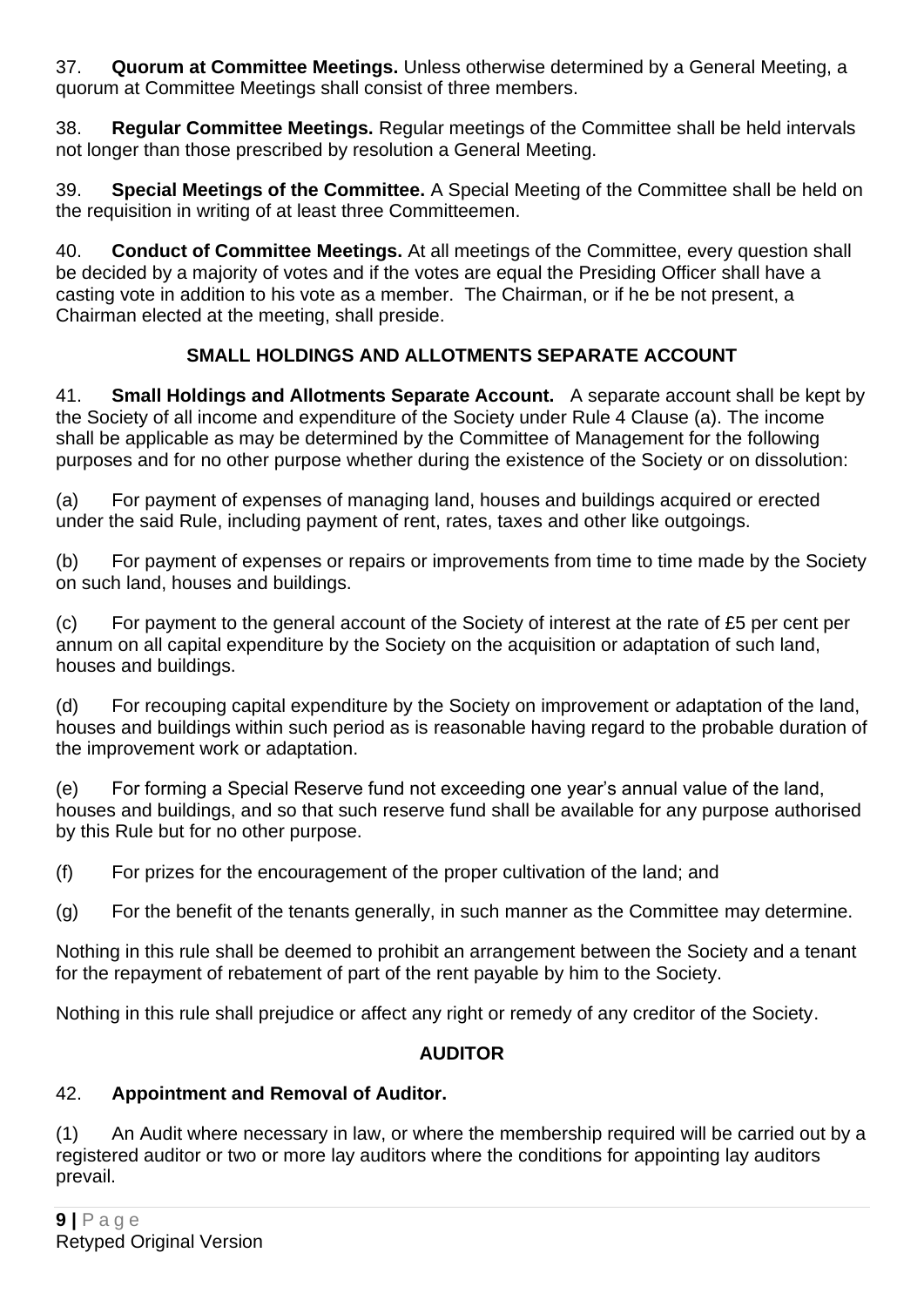37. **Quorum at Committee Meetings.** Unless otherwise determined by a General Meeting, a quorum at Committee Meetings shall consist of three members.

38. **Regular Committee Meetings.** Regular meetings of the Committee shall be held intervals not longer than those prescribed by resolution a General Meeting.

39. **Special Meetings of the Committee.** A Special Meeting of the Committee shall be held on the requisition in writing of at least three Committeemen.

40. **Conduct of Committee Meetings.** At all meetings of the Committee, every question shall be decided by a majority of votes and if the votes are equal the Presiding Officer shall have a casting vote in addition to his vote as a member. The Chairman, or if he be not present, a Chairman elected at the meeting, shall preside.

## SMALL HOLDINGS AND ALLOTMENTS SEPARATE ACCOUNT

41. **Small Holdings and Allotments Separate Account.** A separate account shall be kept by the Society of all income and expenditure of the Society under Rule 4 Clause (a). The income shall be applicable as may be determined by the Committee of Management for the following purposes and for no other purpose whether during the existence of the Society or on dissolution:

(a) For payment of expenses of managing land, houses and buildings acquired or erected under the said Rule, including payment of rent, rates, taxes and other like outgoings.

(b) For payment of expenses or repairs or improvements from time to time made by the Society on such land, houses and buildings.

(c) For payment to the general account of the Society of interest at the rate of £5 per cent per annum on all capital expenditure by the Society on the acquisition or adaptation of such land, houses and buildings.

(d) For recouping capital expenditure by the Society on improvement or adaptation of the land, houses and buildings within such period as is reasonable having regard to the probable duration of the improvement work or adaptation.

(e) For forming a Special Reserve fund not exceeding one year's annual value of the land, houses and buildings, and so that such reserve fund shall be available for any purpose authorised by this Rule but for no other purpose.

(f) For prizes for the encouragement of the proper cultivation of the land; and

(g) For the benefit of the tenants generally, in such manner as the Committee may determine.

Nothing in this rule shall be deemed to prohibit an arrangement between the Society and a tenant for the repayment of rebatement of part of the rent payable by him to the Society.

Nothing in this rule shall prejudice or affect any right or remedy of any creditor of the Society.

## AUDITOR

42. **Appointment and Removal of Auditor.**

(1) An Audit where necessary in law, or where the membership required will be carried out by a registered auditor or two or more lay auditors where the conditions for appointing lay auditors prevail.

Retyped Original Version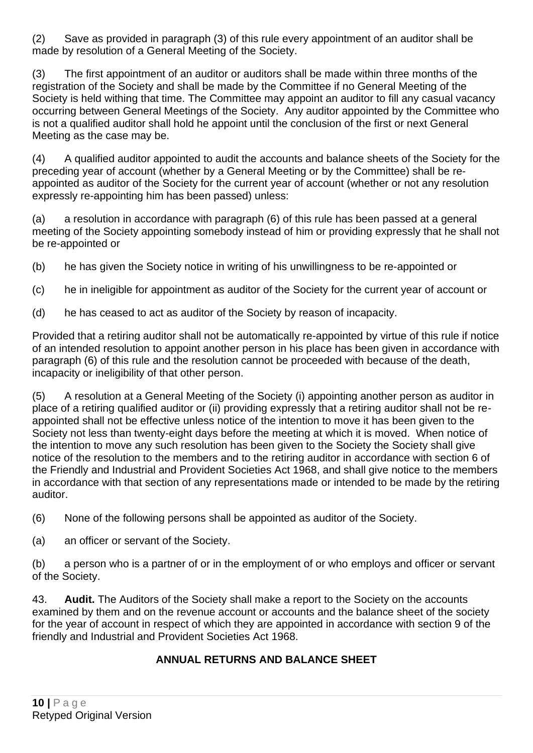(2) Save as provided in paragraph (3) of this rule every appointment of an auditor shall be made by resolution of a General Meeting of the Society.

(3) The first appointment of an auditor or auditors shall be made within three months of the registration of the Society and shall be made by the Committee if no General Meeting of the Society is held withing that time. The Committee may appoint an auditor to fill any casual vacancy occurring between General Meetings of the Society. Any auditor appointed by the Committee who is not a qualified auditor shall hold he appoint until the conclusion of the first or next General Meeting as the case may be.

(4) A qualified auditor appointed to audit the accounts and balance sheets of the Society for the preceding year of account (whether by a General Meeting or by the Committee) shall be re-appointed as auditor of the Society for the current year of account (whether or not any resolution expressly re-appointing him has been passed) unless:

(a) a resolution in accordance with paragraph (6) of this rule has been passed at a general meeting of the Society appointing somebody instead of him or providing expressly that he shall not be re-appointed or

(b) he has given the Society notice in writing of his unwillingness to be re-appointed or

(c) he in ineligible for appointment as auditor of the Society for the current year of account or

(d) he has ceased to act as auditor of the Society by reason of incapacity.

Provided that a retiring auditor shall not be automatically re-appointed by virtue of this rule if notice of an intended resolution to appoint another person in his place has been given in accordance with paragraph (6) of this rule and the resolution cannot be proceeded with because of the death, incapacity or ineligibility of that other person.

(5) A resolution at a General Meeting of the Society (i) appointing another person as auditor in place of a retiring qualified auditor or (ii) providing expressly that a retiring auditor shall not be re-appointed shall not be effective unless notice of the intention to move it has been given to the Society not less than twenty-eight days before the meeting at which it is moved. When notice of the intention to move any such resolution has been given to the Society the Society shall give notice of the resolution to the members and to the retiring auditor in accordance with section 6 of the Friendly and Industrial and Provident Societies Act 1968, and shall give notice to the members in accordance with that section of any representations made or intended to be made by the retiring auditor.

(6) None of the following persons shall be appointed as auditor of the Society.

(a) an officer or servant of the Society.

(b) a person who is a partner of or in the employment of or who employs and officer or servant of the Society.

43. **Audit.** The Auditors of the Society shall make a report to the Society on the accounts examined by them and on the revenue account or accounts and the balance sheet of the society for the year of account in respect of which they are appointed in accordance with section 9 of the friendly and Industrial and Provident Societies Act 1968.

## ANNUAL RETURNS AND BALANCE SHEET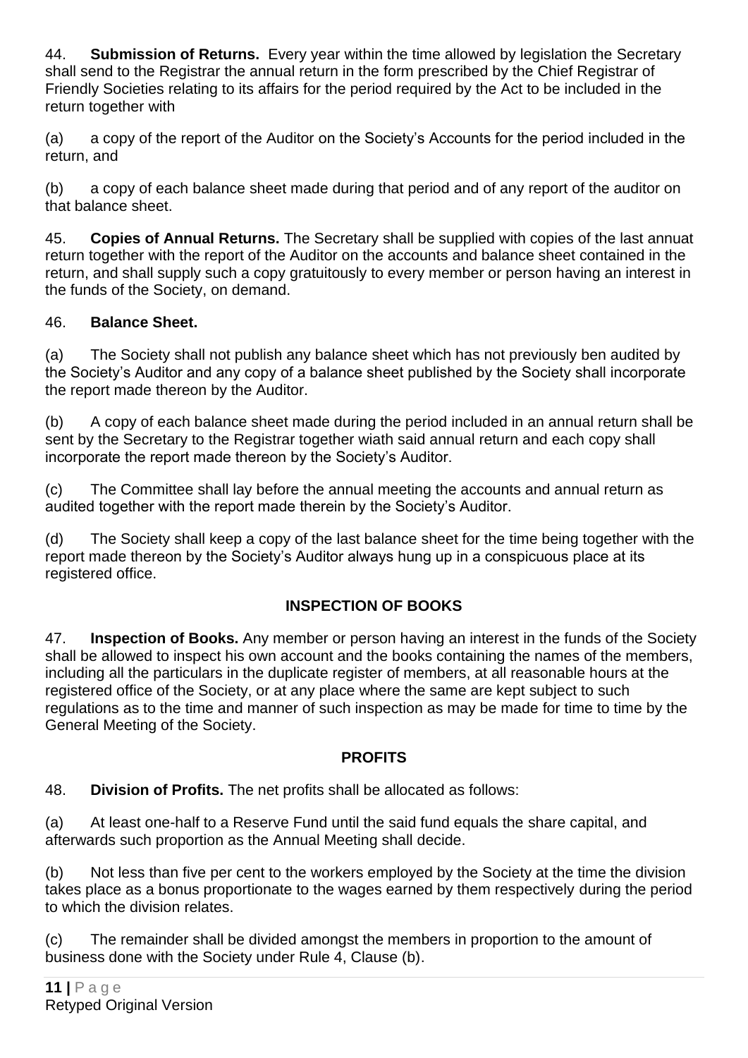44. **Submission of Returns.** Every year within the time allowed by legislation the Secretary shall send to the Registrar the annual return in the form prescribed by the Chief Registrar of Friendly Societies relating to its affairs for the period required by the Act to be included in the return together with

(a) a copy of the report of the Auditor on the Society's Accounts for the period included in the return, and

(b) a copy of each balance sheet made during that period and of any report of the auditor on that balance sheet.

45. **Copies of Annual Returns.** The Secretary shall be supplied with copies of the last annuat return together with the report of the Auditor on the accounts and balance sheet contained in the return, and shall supply such a copy gratuitously to every member or person having an interest in the funds of the Society, on demand.

46. **Balance Sheet.**

(a) The Society shall not publish any balance sheet which has not previously ben audited by the Society's Auditor and any copy of a balance sheet published by the Society shall incorporate the report made thereon by the Auditor.

(b) A copy of each balance sheet made during the period included in an annual return shall be sent by the Secretary to the Registrar together wiath said annual return and each copy shall incorporate the report made thereon by the Society's Auditor.

(c) The Committee shall lay before the annual meeting the accounts and annual return as audited together with the report made therein by the Society's Auditor.

(d) The Society shall keep a copy of the last balance sheet for the time being together with the report made thereon by the Society's Auditor always hung up in a conspicuous place at its registered office.

## INSPECTION OF BOOKS

47. **Inspection of Books.** Any member or person having an interest in the funds of the Society shall be allowed to inspect his own account and the books containing the names of the members, including all the particulars in the duplicate register of members, at all reasonable hours at the registered office of the Society, or at any place where the same are kept subject to such regulations as to the time and manner of such inspection as may be made for time to time by the General Meeting of the Society.

## PROFITS

48. **Division of Profits.** The net profits shall be allocated as follows:

(a) At least one-half to a Reserve Fund until the said fund equals the share capital, and afterwards such proportion as the Annual Meeting shall decide.

(b) Not less than five per cent to the workers employed by the Society at the time the division takes place as a bonus proportionate to the wages earned by them respectively during the period to which the division relates.

(c) The remainder shall be divided amongst the members in proportion to the amount of business done with the Society under Rule 4, Clause (b).

Retyped Original Version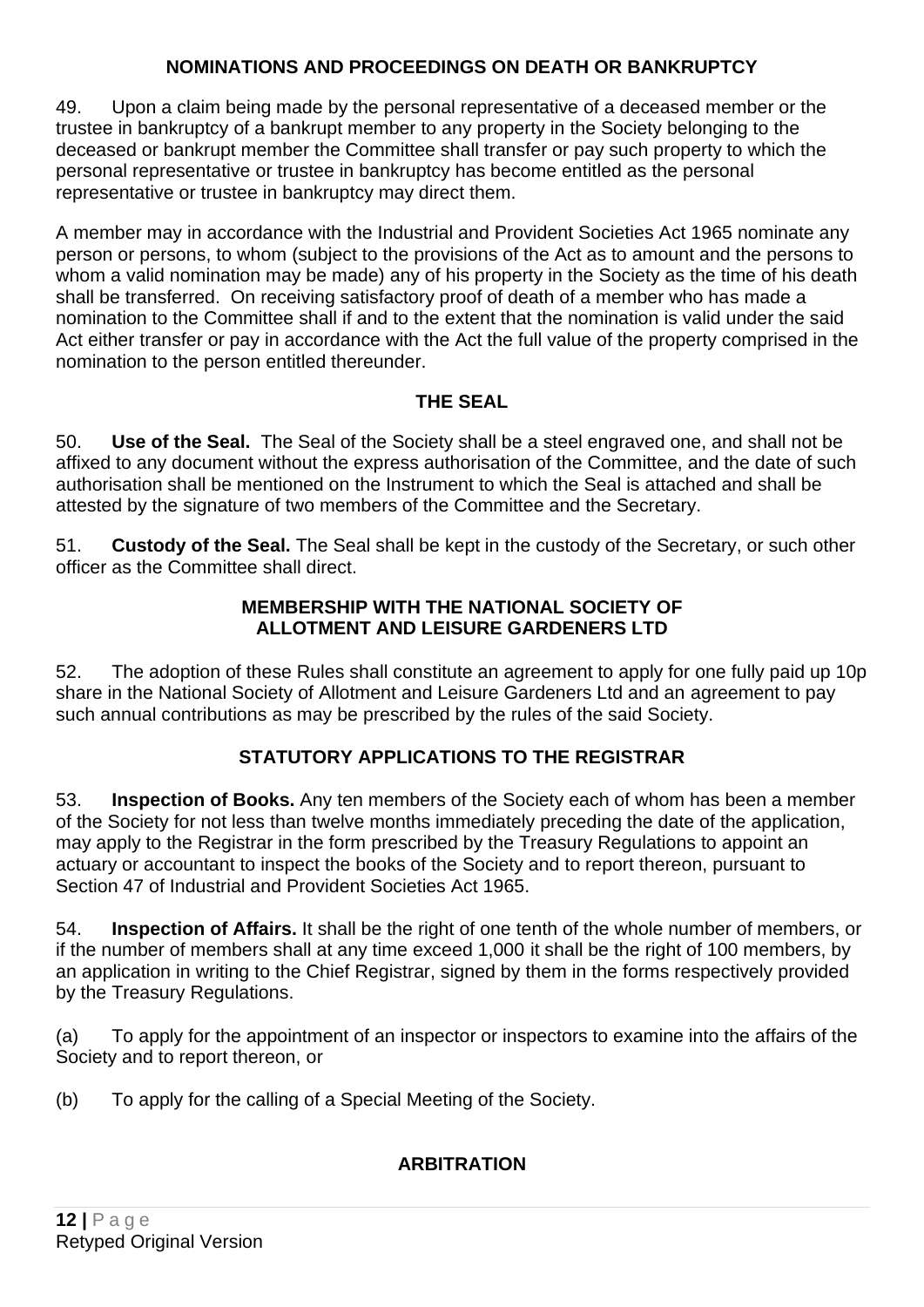## NOMINATIONS AND PROCEEDINGS ON DEATH OR BANKRUPTCY

49. Upon a claim being made by the personal representative of a deceased member or the trustee in bankruptcy of a bankrupt member to any property in the Society belonging to the deceased or bankrupt member the Committee shall transfer or pay such property to which the personal representative or trustee in bankruptcy has become entitled as the personal representative or trustee in bankruptcy may direct them.

A member may in accordance with the Industrial and Provident Societies Act 1965 nominate any person or persons, to whom (subject to the provisions of the Act as to amount and the persons to whom a valid nomination may be made) any of his property in the Society as the time of his death shall be transferred. On receiving satisfactory proof of death of a member who has made a nomination to the Committee shall if and to the extent that the nomination is valid under the said Act either transfer or pay in accordance with the Act the full value of the property comprised in the nomination to the person entitled thereunder.

## THE SEAL

50. **Use of the Seal.** The Seal of the Society shall be a steel engraved one, and shall not be affixed to any document without the express authorisation of the Committee, and the date of such authorisation shall be mentioned on the Instrument to which the Seal is attached and shall be attested by the signature of two members of the Committee and the Secretary.

51. **Custody of the Seal.** The Seal shall be kept in the custody of the Secretary, or such other officer as the Committee shall direct.

## MEMBERSHIP WITH THE NATIONAL SOCIETY OF ALLOTMENT AND LEISURE GARDENERS LTD

52. The adoption of these Rules shall constitute an agreement to apply for one fully paid up 10p share in the National Society of Allotment and Leisure Gardeners Ltd and an agreement to pay such annual contributions as may be prescribed by the rules of the said Society.

## STATUTORY APPLICATIONS TO THE REGISTRAR

53. **Inspection of Books.** Any ten members of the Society each of whom has been a member of the Society for not less than twelve months immediately preceding the date of the application, may apply to the Registrar in the form prescribed by the Treasury Regulations to appoint an actuary or accountant to inspect the books of the Society and to report thereon, pursuant to Section 47 of Industrial and Provident Societies Act 1965.

54. **Inspection of Affairs.** It shall be the right of one tenth of the whole number of members, or if the number of members shall at any time exceed 1,000 it shall be the right of 100 members, by an application in writing to the Chief Registrar, signed by them in the forms respectively provided by the Treasury Regulations.

(a) To apply for the appointment of an inspector or inspectors to examine into the affairs of the Society and to report thereon, or

(b) To apply for the calling of a Special Meeting of the Society.

## ARBITRATION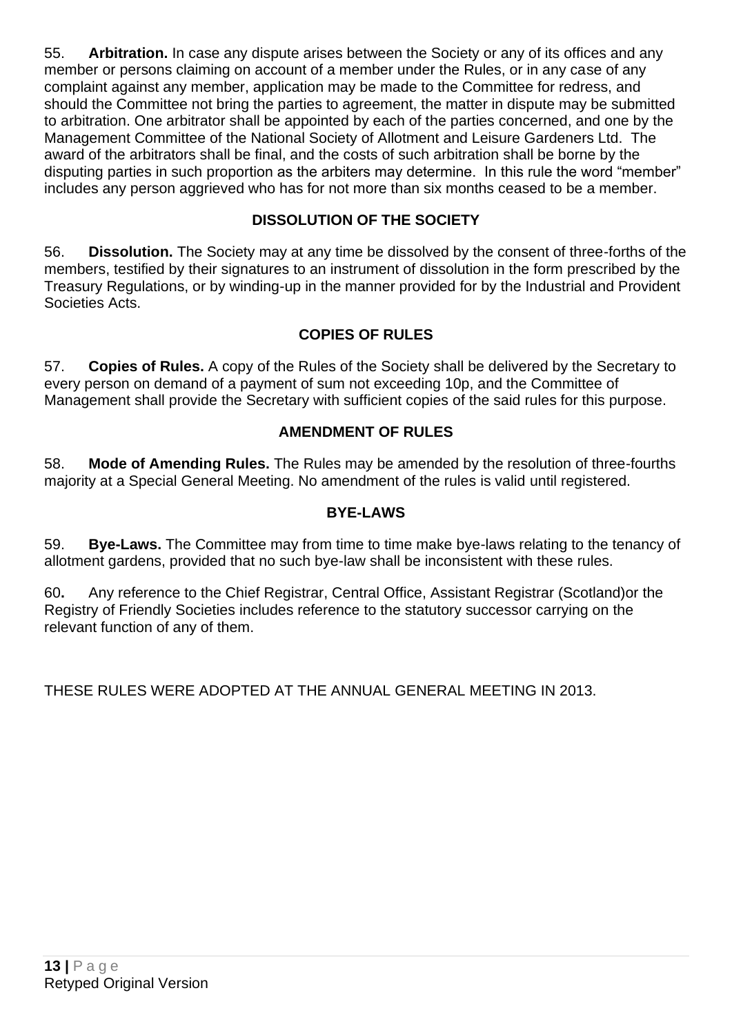55. **Arbitration.** In case any dispute arises between the Society or any of its offices and any member or persons claiming on account of a member under the Rules, or in any case of any complaint against any member, application may be made to the Committee for redress, and should the Committee not bring the parties to agreement, the matter in dispute may be submitted to arbitration. One arbitrator shall be appointed by each of the parties concerned, and one by the Management Committee of the National Society of Allotment and Leisure Gardeners Ltd. The award of the arbitrators shall be final, and the costs of such arbitration shall be borne by the disputing parties in such proportion as the arbiters may determine. In this rule the word "member" includes any person aggrieved who has for not more than six months ceased to be a member.

## DISSOLUTION OF THE SOCIETY

56. **Dissolution.** The Society may at any time be dissolved by the consent of three-forths of the members, testified by their signatures to an instrument of dissolution in the form prescribed by the Treasury Regulations, or by winding-up in the manner provided for by the Industrial and Provident Societies Acts.

## COPIES OF RULES

57. **Copies of Rules.** A copy of the Rules of the Society shall be delivered by the Secretary to every person on demand of a payment of sum not exceeding 10p, and the Committee of Management shall provide the Secretary with sufficient copies of the said rules for this purpose.

## AMENDMENT OF RULES

58. **Mode of Amending Rules.** The Rules may be amended by the resolution of three-fourths majority at a Special General Meeting. No amendment of the rules is valid until registered.

## BYE-LAWS

59. **Bye-Laws.** The Committee may from time to time make bye-laws relating to the tenancy of allotment gardens, provided that no such bye-law shall be inconsistent with these rules.

60**.** Any reference to the Chief Registrar, Central Office, Assistant Registrar (Scotland)or the Registry of Friendly Societies includes reference to the statutory successor carrying on the relevant function of any of them.

THESE RULES WERE ADOPTED AT THE ANNUAL GENERAL MEETING IN 2013.

Retyped Original Version